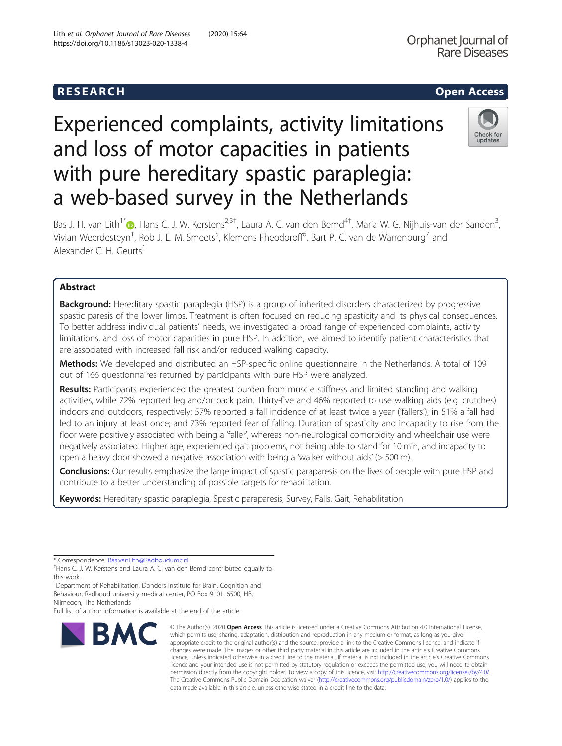RESEARCH

Open Access

# Experienced complaints, activity limitations and loss of motor capacities in patients with pure hereditary spastic paraplegia: a web-based survey in the Netherlands

Bas J. H. van Lith[1*], Hans C. J. W. Kerstens[2,3†], Laura A. C. van den Bemd[4†], Maria W. G. Nijhuis-van der Sanden[3], Vivian Weerdesteyn[1], Rob J. E. M. Smeets[5], Klemens Fheodoroff[6], Bart P. C. van de Warrenburg[7] and Alexander C. H. Geurts[1]

## Abstract

**Background:** Hereditary spastic paraplegia (HSP) is a group of inherited disorders characterized by progressive spastic paresis of the lower limbs. Treatment is often focused on reducing spasticity and its physical consequences. To better address individual patients' needs, we investigated a broad range of experienced complaints, activity limitations, and loss of motor capacities in pure HSP. In addition, we aimed to identify patient characteristics that are associated with increased fall risk and/or reduced walking capacity.

**Methods:** We developed and distributed an HSP-specific online questionnaire in the Netherlands. A total of 109 out of 166 questionnaires returned by participants with pure HSP were analyzed.

**Results:** Participants experienced the greatest burden from muscle stiffness and limited standing and walking activities, while 72% reported leg and/or back pain. Thirty-five and 46% reported to use walking aids (e.g. crutches) indoors and outdoors, respectively; 57% reported a fall incidence of at least twice a year ('fallers'); in 51% a fall had led to an injury at least once; and 73% reported fear of falling. Duration of spasticity and incapacity to rise from the floor were positively associated with being a 'faller', whereas non-neurological comorbidity and wheelchair use were negatively associated. Higher age, experienced gait problems, not being able to stand for 10 min, and incapacity to open a heavy door showed a negative association with being a 'walker without aids' (> 500 m).

**Conclusions:** Our results emphasize the large impact of spastic paraparesis on the lives of people with pure HSP and contribute to a better understanding of possible targets for rehabilitation.

**Keywords:** Hereditary spastic paraplegia, Spastic paraparesis, Survey, Falls, Gait, Rehabilitation

---

* Correspondence: Bas.vanLith@Radboudumc.nl

†Hans C. J. W. Kerstens and Laura A. C. van den Bemd contributed equally to this work.

[1]Department of Rehabilitation, Donders Institute for Brain, Cognition and Behaviour, Radboud university medical center, PO Box 9101, 6500, HB, Nijmegen, The Netherlands

Full list of author information is available at the end of the article

© The Author(s). 2020 **Open Access** This article is licensed under a Creative Commons Attribution 4.0 International License, which permits use, sharing, adaptation, distribution and reproduction in any medium or format, as long as you give appropriate credit to the original author(s) and the source, provide a link to the Creative Commons licence, and indicate if changes were made. The images or other third party material in this article are included in the article's Creative Commons licence, unless indicated otherwise in a credit line to the material. If material is not included in the article's Creative Commons licence and your intended use is not permitted by statutory regulation or exceeds the permitted use, you will need to obtain permission directly from the copyright holder. To view a copy of this licence, visit http://creativecommons.org/licenses/by/4.0/. The Creative Commons Public Domain Dedication waiver (http://creativecommons.org/publicdomain/zero/1.0/) applies to the data made available in this article, unless otherwise stated in a credit line to the data.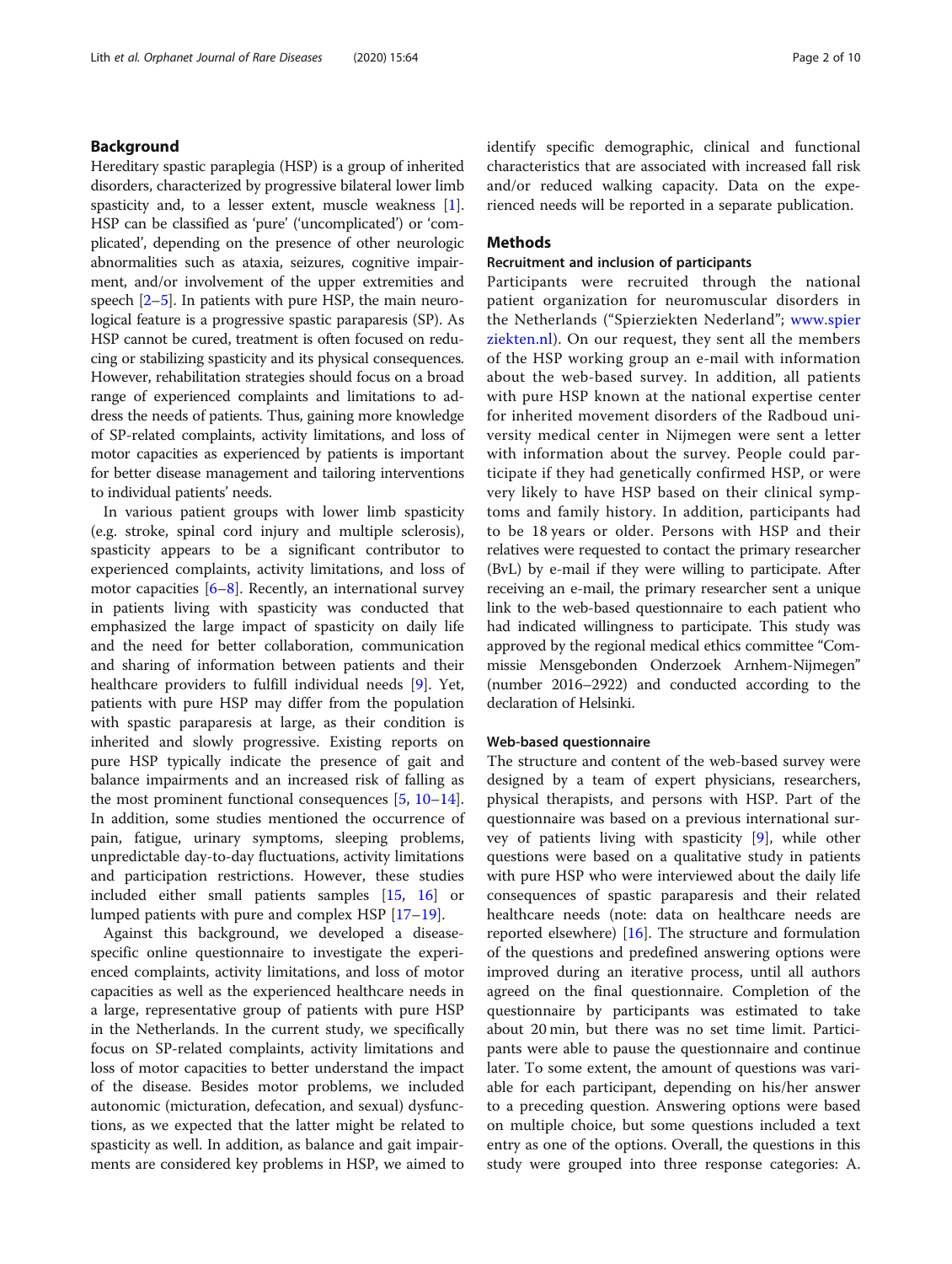## Background

Hereditary spastic paraplegia (HSP) is a group of inherited disorders, characterized by progressive bilateral lower limb spasticity and, to a lesser extent, muscle weakness [1]. HSP can be classified as 'pure' ('uncomplicated') or 'complicated', depending on the presence of other neurologic abnormalities such as ataxia, seizures, cognitive impairment, and/or involvement of the upper extremities and speech [2–5]. In patients with pure HSP, the main neurological feature is a progressive spastic paraparesis (SP). As HSP cannot be cured, treatment is often focused on reducing or stabilizing spasticity and its physical consequences. However, rehabilitation strategies should focus on a broad range of experienced complaints and limitations to address the needs of patients. Thus, gaining more knowledge of SP-related complaints, activity limitations, and loss of motor capacities as experienced by patients is important for better disease management and tailoring interventions to individual patients' needs.

In various patient groups with lower limb spasticity (e.g. stroke, spinal cord injury and multiple sclerosis), spasticity appears to be a significant contributor to experienced complaints, activity limitations, and loss of motor capacities [6–8]. Recently, an international survey in patients living with spasticity was conducted that emphasized the large impact of spasticity on daily life and the need for better collaboration, communication and sharing of information between patients and their healthcare providers to fulfill individual needs [9]. Yet, patients with pure HSP may differ from the population with spastic paraparesis at large, as their condition is inherited and slowly progressive. Existing reports on pure HSP typically indicate the presence of gait and balance impairments and an increased risk of falling as the most prominent functional consequences [5, 10–14]. In addition, some studies mentioned the occurrence of pain, fatigue, urinary symptoms, sleeping problems, unpredictable day-to-day fluctuations, activity limitations and participation restrictions. However, these studies included either small patients samples [15, 16] or lumped patients with pure and complex HSP [17–19].

Against this background, we developed a disease-specific online questionnaire to investigate the experienced complaints, activity limitations, and loss of motor capacities as well as the experienced healthcare needs in a large, representative group of patients with pure HSP in the Netherlands. In the current study, we specifically focus on SP-related complaints, activity limitations and loss of motor capacities to better understand the impact of the disease. Besides motor problems, we included autonomic (micturation, defecation, and sexual) dysfunctions, as we expected that the latter might be related to spasticity as well. In addition, as balance and gait impairments are considered key problems in HSP, we aimed to identify specific demographic, clinical and functional characteristics that are associated with increased fall risk and/or reduced walking capacity. Data on the experienced needs will be reported in a separate publication.

## Methods

### Recruitment and inclusion of participants

Participants were recruited through the national patient organization for neuromuscular disorders in the Netherlands ("Spierziekten Nederland"; www.spierziekten.nl). On our request, they sent all the members of the HSP working group an e-mail with information about the web-based survey. In addition, all patients with pure HSP known at the national expertise center for inherited movement disorders of the Radboud university medical center in Nijmegen were sent a letter with information about the survey. People could participate if they had genetically confirmed HSP, or were very likely to have HSP based on their clinical symptoms and family history. In addition, participants had to be 18 years or older. Persons with HSP and their relatives were requested to contact the primary researcher (BvL) by e-mail if they were willing to participate. After receiving an e-mail, the primary researcher sent a unique link to the web-based questionnaire to each patient who had indicated willingness to participate. This study was approved by the regional medical ethics committee "Commissie Mensgebonden Onderzoek Arnhem-Nijmegen" (number 2016–2922) and conducted according to the declaration of Helsinki.

### Web-based questionnaire

The structure and content of the web-based survey were designed by a team of expert physicians, researchers, physical therapists, and persons with HSP. Part of the questionnaire was based on a previous international survey of patients living with spasticity [9], while other questions were based on a qualitative study in patients with pure HSP who were interviewed about the daily life consequences of spastic paraparesis and their related healthcare needs (note: data on healthcare needs are reported elsewhere) [16]. The structure and formulation of the questions and predefined answering options were improved during an iterative process, until all authors agreed on the final questionnaire. Completion of the questionnaire by participants was estimated to take about 20 min, but there was no set time limit. Participants were able to pause the questionnaire and continue later. To some extent, the amount of questions was variable for each participant, depending on his/her answer to a preceding question. Answering options were based on multiple choice, but some questions included a text entry as one of the options. Overall, the questions in this study were grouped into three response categories: A.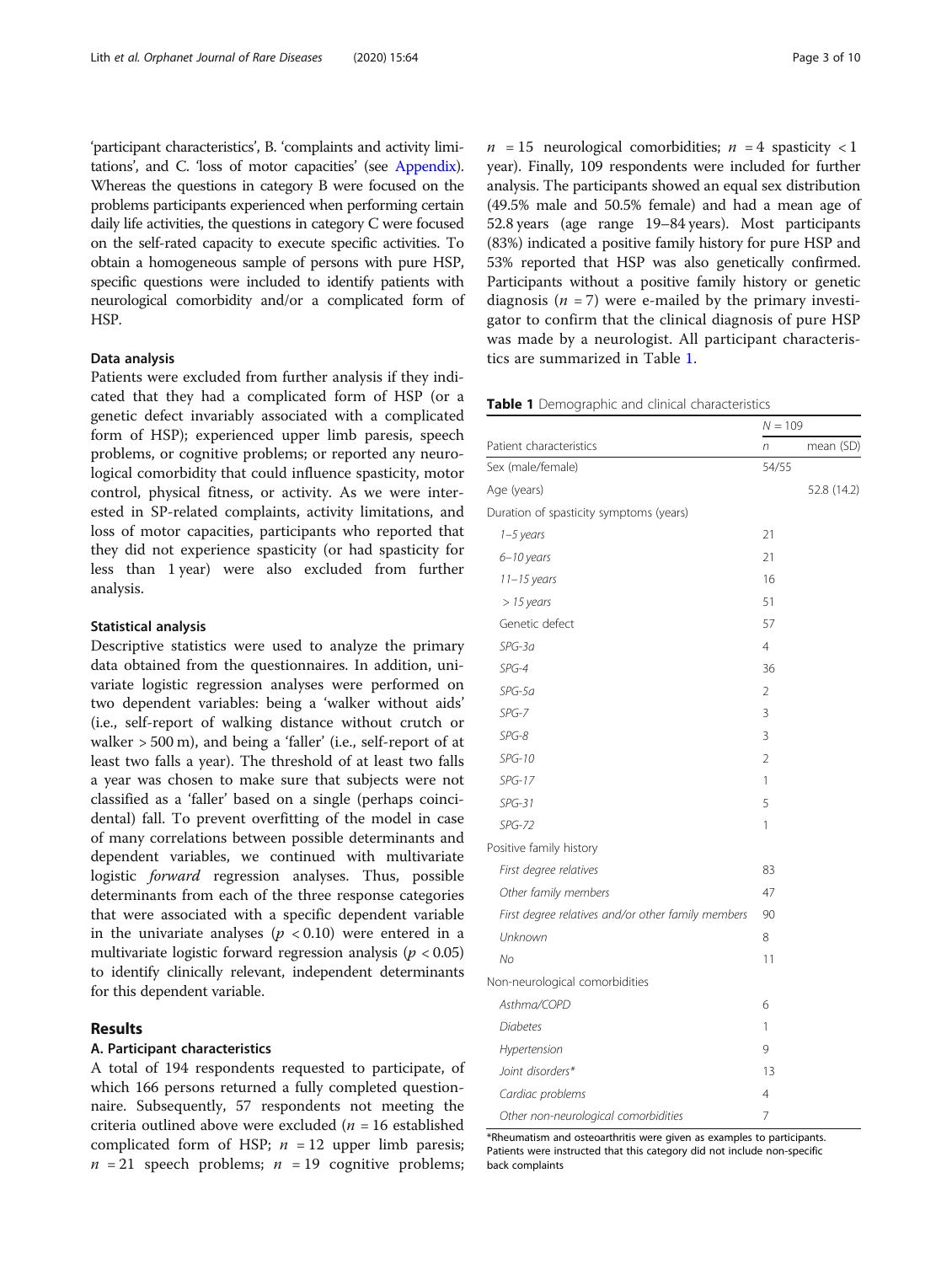'participant characteristics', B. 'complaints and activity limitations', and C. 'loss of motor capacities' (see Appendix). Whereas the questions in category B were focused on the problems participants experienced when performing certain daily life activities, the questions in category C were focused on the self-rated capacity to execute specific activities. To obtain a homogeneous sample of persons with pure HSP, specific questions were included to identify patients with neurological comorbidity and/or a complicated form of HSP.

### Data analysis

Patients were excluded from further analysis if they indicated that they had a complicated form of HSP (or a genetic defect invariably associated with a complicated form of HSP); experienced upper limb paresis, speech problems, or cognitive problems; or reported any neurological comorbidity that could influence spasticity, motor control, physical fitness, or activity. As we were interested in SP-related complaints, activity limitations, and loss of motor capacities, participants who reported that they did not experience spasticity (or had spasticity for less than 1 year) were also excluded from further analysis.

### Statistical analysis

Descriptive statistics were used to analyze the primary data obtained from the questionnaires. In addition, univariate logistic regression analyses were performed on two dependent variables: being a 'walker without aids' (i.e., self-report of walking distance without crutch or walker > 500 m), and being a 'faller' (i.e., self-report of at least two falls a year). The threshold of at least two falls a year was chosen to make sure that subjects were not classified as a 'faller' based on a single (perhaps coincidental) fall. To prevent overfitting of the model in case of many correlations between possible determinants and dependent variables, we continued with multivariate logistic *forward* regression analyses. Thus, possible determinants from each of the three response categories that were associated with a specific dependent variable in the univariate analyses ($p < 0.10$) were entered in a multivariate logistic forward regression analysis ($p < 0.05$) to identify clinically relevant, independent determinants for this dependent variable.

## Results

### A. Participant characteristics

A total of 194 respondents requested to participate, of which 166 persons returned a fully completed questionnaire. Subsequently, 57 respondents not meeting the criteria outlined above were excluded ($n = 16$ established complicated form of HSP; $n = 12$ upper limb paresis; $n = 21$ speech problems; $n = 19$ cognitive problems; $n = 15$ neurological comorbidities; $n = 4$ spasticity < 1 year). Finally, 109 respondents were included for further analysis. The participants showed an equal sex distribution (49.5% male and 50.5% female) and had a mean age of 52.8 years (age range 19–84 years). Most participants (83%) indicated a positive family history for pure HSP and 53% reported that HSP was also genetically confirmed. Participants without a positive family history or genetic diagnosis ($n = 7$) were e-mailed by the primary investigator to confirm that the clinical diagnosis of pure HSP was made by a neurologist. All participant characteristics are summarized in Table 1.

**Table 1** Demographic and clinical characteristics

| | N = 109 | |
|---|---|---|
| Patient characteristics | *n* | mean (SD) |
| Sex (male/female) | 54/55 | |
| Age (years) | | 52.8 (14.2) |
| Duration of spasticity symptoms (years) | | |
| *1–5 years* | 21 | |
| *6–10 years* | 21 | |
| *11–15 years* | 16 | |
| *> 15 years* | 51 | |
| Genetic defect | 57 | |
| *SPG-3a* | 4 | |
| *SPG-4* | 36 | |
| *SPG-5a* | 2 | |
| *SPG-7* | 3 | |
| *SPG-8* | 3 | |
| *SPG-10* | 2 | |
| *SPG-17* | 1 | |
| *SPG-31* | 5 | |
| *SPG-72* | 1 | |
| Positive family history | | |
| *First degree relatives* | 83 | |
| *Other family members* | 47 | |
| *First degree relatives and/or other family members* | 90 | |
| *Unknown* | 8 | |
| *No* | 11 | |
| Non-neurological comorbidities | | |
| *Asthma/COPD* | 6 | |
| *Diabetes* | 1 | |
| *Hypertension* | 9 | |
| *Joint disorders** | 13 | |
| *Cardiac problems* | 4 | |
| *Other non-neurological comorbidities* | 7 | |

*Rheumatism and osteoarthritis were given as examples to participants. Patients were instructed that this category did not include non-specific back complaints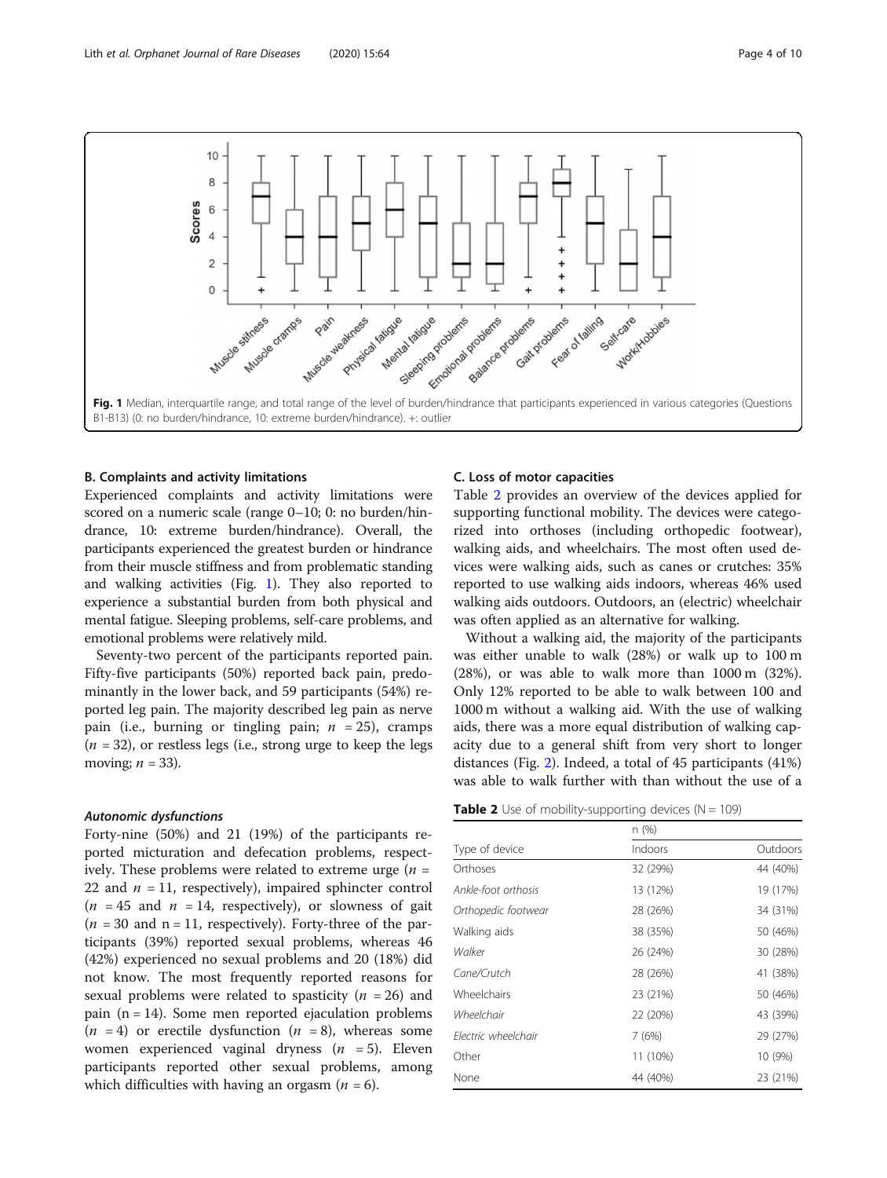Fig. 1 Median, interquartile range, and total range of the level of burden/hindrance that participants experienced in various categories (Questions B1-B13) (0: no burden/hindrance, 10: extreme burden/hindrance). +: outlier

### B. Complaints and activity limitations

Experienced complaints and activity limitations were scored on a numeric scale (range 0–10; 0: no burden/hindrance, 10: extreme burden/hindrance). Overall, the participants experienced the greatest burden or hindrance from their muscle stiffness and from problematic standing and walking activities (Fig. 1). They also reported to experience a substantial burden from both physical and mental fatigue. Sleeping problems, self-care problems, and emotional problems were relatively mild.

Seventy-two percent of the participants reported pain. Fifty-five participants (50%) reported back pain, predominantly in the lower back, and 59 participants (54%) reported leg pain. The majority described leg pain as nerve pain (i.e., burning or tingling pain; $n = 25$), cramps ($n = 32$), or restless legs (i.e., strong urge to keep the legs moving; $n = 33$).

#### *Autonomic dysfunctions*

Forty-nine (50%) and 21 (19%) of the participants reported micturation and defecation problems, respectively. These problems were related to extreme urge ($n = 22$ and $n = 11$, respectively), impaired sphincter control ($n = 45$ and $n = 14$, respectively), or slowness of gait ($n = 30$ and $n = 11$, respectively). Forty-three of the participants (39%) reported sexual problems, whereas 46 (42%) experienced no sexual problems and 20 (18%) did not know. The most frequently reported reasons for sexual problems were related to spasticity ($n = 26$) and pain ($n = 14$). Some men reported ejaculation problems ($n = 4$) or erectile dysfunction ($n = 8$), whereas some women experienced vaginal dryness ($n = 5$). Eleven participants reported other sexual problems, among which difficulties with having an orgasm ($n = 6$).

### C. Loss of motor capacities

Table 2 provides an overview of the devices applied for supporting functional mobility. The devices were categorized into orthoses (including orthopedic footwear), walking aids, and wheelchairs. The most often used devices were walking aids, such as canes or crutches: 35% reported to use walking aids indoors, whereas 46% used walking aids outdoors. Outdoors, an (electric) wheelchair was often applied as an alternative for walking.

Without a walking aid, the majority of the participants was either unable to walk (28%) or walk up to 100 m (28%), or was able to walk more than 1000 m (32%). Only 12% reported to be able to walk between 100 and 1000 m without a walking aid. With the use of walking aids, there was a more equal distribution of walking capacity due to a general shift from very short to longer distances (Fig. 2). Indeed, a total of 45 participants (41%) was able to walk further with than without the use of a

**Table 2** Use of mobility-supporting devices (N = 109)

| Type of device | n (%) Indoors | Outdoors |
|---|---|---|
| Orthoses | 32 (29%) | 44 (40%) |
| *Ankle-foot orthosis* | 13 (12%) | 19 (17%) |
| *Orthopedic footwear* | 28 (26%) | 34 (31%) |
| Walking aids | 38 (35%) | 50 (46%) |
| *Walker* | 26 (24%) | 30 (28%) |
| *Cane/Crutch* | 28 (26%) | 41 (38%) |
| Wheelchairs | 23 (21%) | 50 (46%) |
| *Wheelchair* | 22 (20%) | 43 (39%) |
| *Electric wheelchair* | 7 (6%) | 29 (27%) |
| Other | 11 (10%) | 10 (9%) |
| None | 44 (40%) | 23 (21%) |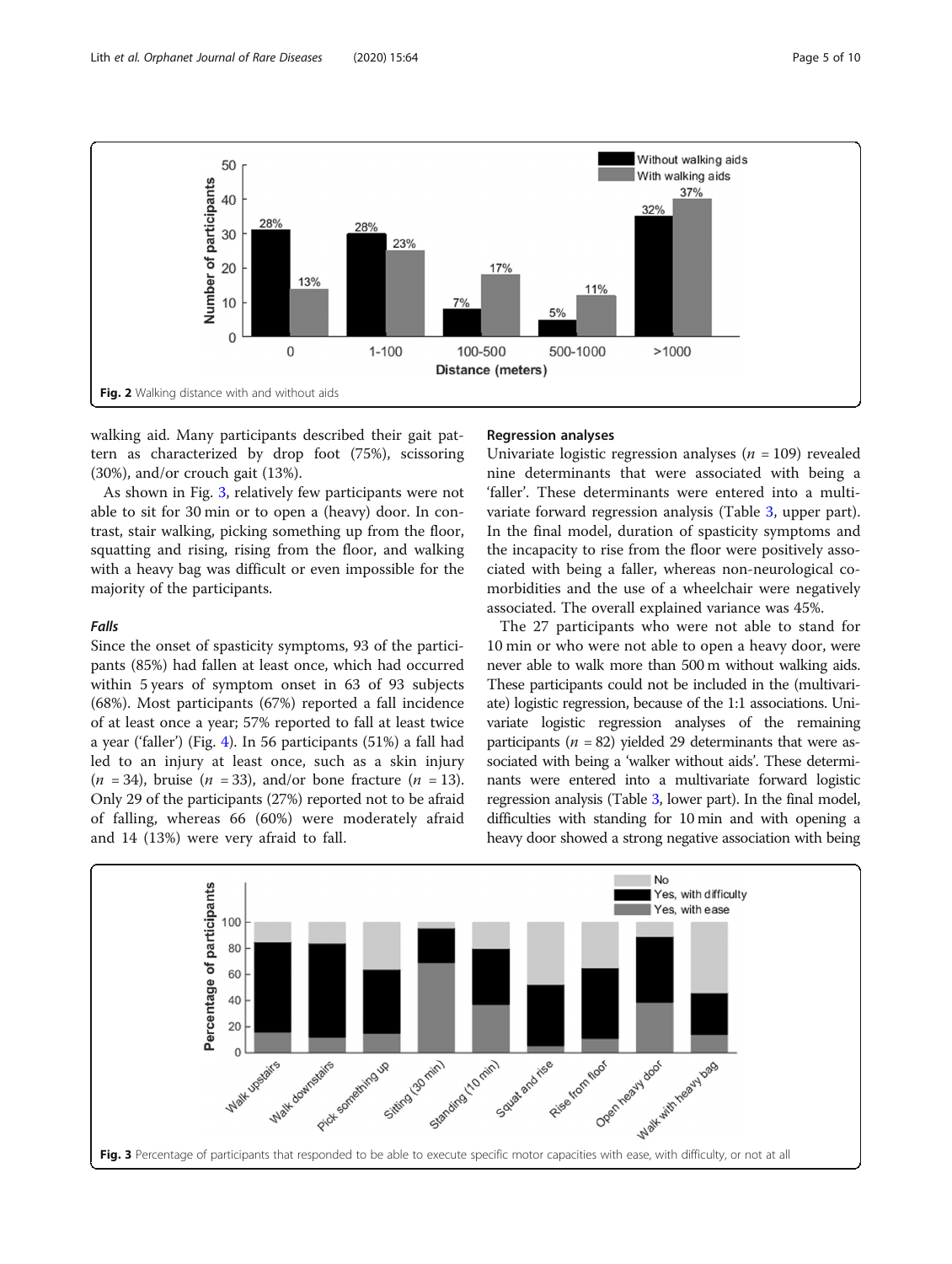Fig. 2 Walking distance with and without aids

walking aid. Many participants described their gait pattern as characterized by drop foot (75%), scissoring (30%), and/or crouch gait (13%).

As shown in Fig. 3, relatively few participants were not able to sit for 30 min or to open a (heavy) door. In contrast, stair walking, picking something up from the floor, squatting and rising, rising from the floor, and walking with a heavy bag was difficult or even impossible for the majority of the participants.

#### *Falls*

Since the onset of spasticity symptoms, 93 of the participants (85%) had fallen at least once, which had occurred within 5 years of symptom onset in 63 of 93 subjects (68%). Most participants (67%) reported a fall incidence of at least once a year; 57% reported to fall at least twice a year ('faller') (Fig. 4). In 56 participants (51%) a fall had led to an injury at least once, such as a skin injury ($n$ = 34), bruise ($n$ = 33), and/or bone fracture ($n$ = 13). Only 29 of the participants (27%) reported not to be afraid of falling, whereas 66 (60%) were moderately afraid and 14 (13%) were very afraid to fall.

### Regression analyses

Univariate logistic regression analyses ($n$ = 109) revealed nine determinants that were associated with being a 'faller'. These determinants were entered into a multivariate forward regression analysis (Table 3, upper part). In the final model, duration of spasticity symptoms and the incapacity to rise from the floor were positively associated with being a faller, whereas non-neurological comorbidities and the use of a wheelchair were negatively associated. The overall explained variance was 45%.

The 27 participants who were not able to stand for 10 min or who were not able to open a heavy door, were never able to walk more than 500 m without walking aids. These participants could not be included in the (multivariate) logistic regression, because of the 1:1 associations. Univariate logistic regression analyses of the remaining participants ($n$ = 82) yielded 29 determinants that were associated with being a 'walker without aids'. These determinants were entered into a multivariate forward logistic regression analysis (Table 3, lower part). In the final model, difficulties with standing for 10 min and with opening a heavy door showed a strong negative association with being

Fig. 3 Percentage of participants that responded to be able to execute specific motor capacities with ease, with difficulty, or not at all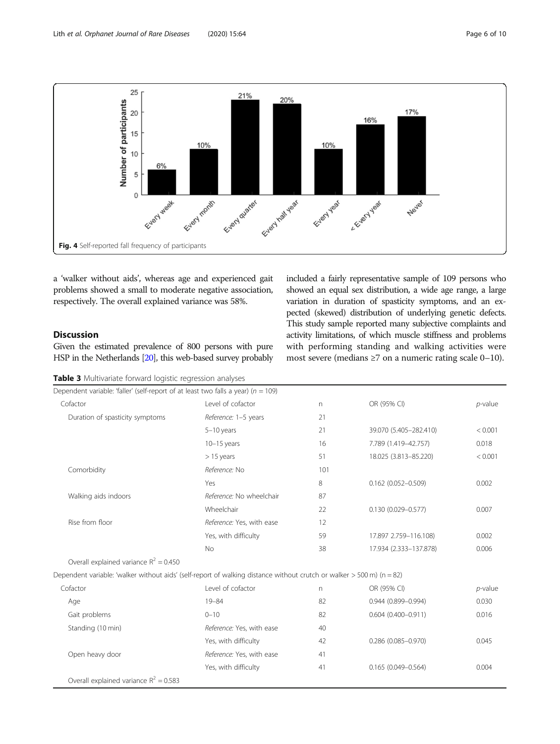Fig. 4 Self-reported fall frequency of participants

a 'walker without aids', whereas age and experienced gait problems showed a small to moderate negative association, respectively. The overall explained variance was 58%.

## Discussion

Given the estimated prevalence of 800 persons with pure HSP in the Netherlands [20], this web-based survey probably included a fairly representative sample of 109 persons who showed an equal sex distribution, a wide age range, a large variation in duration of spasticity symptoms, and an expected (skewed) distribution of underlying genetic defects. This study sample reported many subjective complaints and activity limitations, of which muscle stiffness and problems with performing standing and walking activities were most severe (medians ≥7 on a numeric rating scale 0–10).

**Table 3** Multivariate forward logistic regression analyses

| Dependent variable: 'faller' (self-report of at least two falls a year) ($n$ = 109) | | | | |
|---|---|---|---|---|
| Cofactor | Level of cofactor | n | OR (95% CI) | *p*-value |
| Duration of spasticity symptoms | *Reference:* 1–5 years | 21 | | |
| | 5–10 years | 21 | 39.070 (5.405–282.410) | < 0.001 |
| | 10–15 years | 16 | 7.789 (1.419–42.757) | 0.018 |
| | > 15 years | 51 | 18.025 (3.813–85.220) | < 0.001 |
| Comorbidity | *Reference:* No | 101 | | |
| | Yes | 8 | 0.162 (0.052–0.509) | 0.002 |
| Walking aids indoors | *Reference:* No wheelchair | 87 | | |
| | Wheelchair | 22 | 0.130 (0.029–0.577) | 0.007 |
| Rise from floor | *Reference:* Yes, with ease | 12 | | |
| | Yes, with difficulty | 59 | 17.897 2.759–116.108) | 0.002 |
| | No | 38 | 17.934 (2.333–137.878) | 0.006 |
| Overall explained variance $R^2$ = 0.450 | | | | |
| **Dependent variable: 'walker without aids' (self-report of walking distance without crutch or walker > 500 m) (n = 82)** | | | | |
| Cofactor | Level of cofactor | n | OR (95% CI) | *p*-value |
| Age | 19–84 | 82 | 0.944 (0.899–0.994) | 0.030 |
| Gait problems | 0–10 | 82 | 0.604 (0.400–0.911) | 0.016 |
| Standing (10 min) | *Reference:* Yes, with ease | 40 | | |
| | Yes, with difficulty | 42 | 0.286 (0.085–0.970) | 0.045 |
| Open heavy door | *Reference:* Yes, with ease | 41 | | |
| | Yes, with difficulty | 41 | 0.165 (0.049–0.564) | 0.004 |
| Overall explained variance $R^2$ = 0.583 | | | | |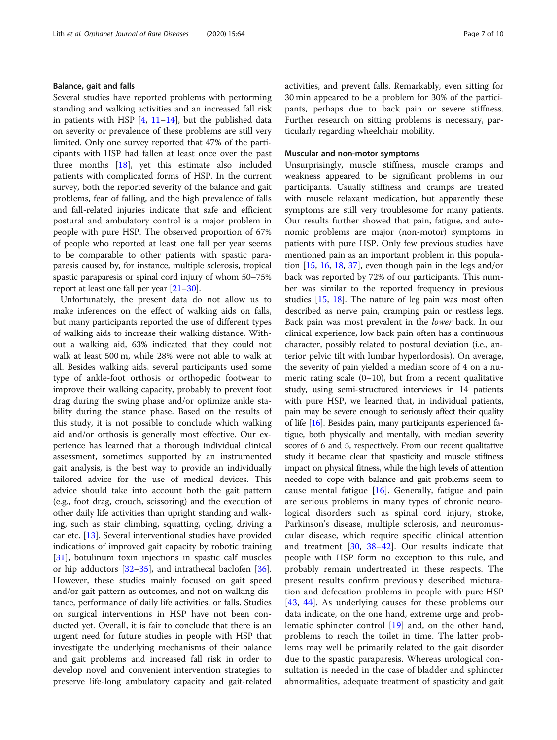### Balance, gait and falls

Several studies have reported problems with performing standing and walking activities and an increased fall risk in patients with HSP [4, 11–14], but the published data on severity or prevalence of these problems are still very limited. Only one survey reported that 47% of the participants with HSP had fallen at least once over the past three months [18], yet this estimate also included patients with complicated forms of HSP. In the current survey, both the reported severity of the balance and gait problems, fear of falling, and the high prevalence of falls and fall-related injuries indicate that safe and efficient postural and ambulatory control is a major problem in people with pure HSP. The observed proportion of 67% of people who reported at least one fall per year seems to be comparable to other patients with spastic paraparesis caused by, for instance, multiple sclerosis, tropical spastic paraparesis or spinal cord injury of whom 50–75% report at least one fall per year [21–30].

Unfortunately, the present data do not allow us to make inferences on the effect of walking aids on falls, but many participants reported the use of different types of walking aids to increase their walking distance. Without a walking aid, 63% indicated that they could not walk at least 500 m, while 28% were not able to walk at all. Besides walking aids, several participants used some type of ankle-foot orthosis or orthopedic footwear to improve their walking capacity, probably to prevent foot drag during the swing phase and/or optimize ankle stability during the stance phase. Based on the results of this study, it is not possible to conclude which walking aid and/or orthosis is generally most effective. Our experience has learned that a thorough individual clinical assessment, sometimes supported by an instrumented gait analysis, is the best way to provide an individually tailored advice for the use of medical devices. This advice should take into account both the gait pattern (e.g., foot drag, crouch, scissoring) and the execution of other daily life activities than upright standing and walking, such as stair climbing, squatting, cycling, driving a car etc. [13]. Several interventional studies have provided indications of improved gait capacity by robotic training [31], botulinum toxin injections in spastic calf muscles or hip adductors [32–35], and intrathecal baclofen [36]. However, these studies mainly focused on gait speed and/or gait pattern as outcomes, and not on walking distance, performance of daily life activities, or falls. Studies on surgical interventions in HSP have not been conducted yet. Overall, it is fair to conclude that there is an urgent need for future studies in people with HSP that investigate the underlying mechanisms of their balance and gait problems and increased fall risk in order to develop novel and convenient intervention strategies to preserve life-long ambulatory capacity and gait-related activities, and prevent falls. Remarkably, even sitting for 30 min appeared to be a problem for 30% of the participants, perhaps due to back pain or severe stiffness. Further research on sitting problems is necessary, particularly regarding wheelchair mobility.

### Muscular and non-motor symptoms

Unsurprisingly, muscle stiffness, muscle cramps and weakness appeared to be significant problems in our participants. Usually stiffness and cramps are treated with muscle relaxant medication, but apparently these symptoms are still very troublesome for many patients. Our results further showed that pain, fatigue, and autonomic problems are major (non-motor) symptoms in patients with pure HSP. Only few previous studies have mentioned pain as an important problem in this population [15, 16, 18, 37], even though pain in the legs and/or back was reported by 72% of our participants. This number was similar to the reported frequency in previous studies [15, 18]. The nature of leg pain was most often described as nerve pain, cramping pain or restless legs. Back pain was most prevalent in the *lower* back. In our clinical experience, low back pain often has a continuous character, possibly related to postural deviation (i.e., anterior pelvic tilt with lumbar hyperlordosis). On average, the severity of pain yielded a median score of 4 on a numeric rating scale (0–10), but from a recent qualitative study, using semi-structured interviews in 14 patients with pure HSP, we learned that, in individual patients, pain may be severe enough to seriously affect their quality of life [16]. Besides pain, many participants experienced fatigue, both physically and mentally, with median severity scores of 6 and 5, respectively. From our recent qualitative study it became clear that spasticity and muscle stiffness impact on physical fitness, while the high levels of attention needed to cope with balance and gait problems seem to cause mental fatigue [16]. Generally, fatigue and pain are serious problems in many types of chronic neurological disorders such as spinal cord injury, stroke, Parkinson's disease, multiple sclerosis, and neuromuscular disease, which require specific clinical attention and treatment [30, 38–42]. Our results indicate that people with HSP form no exception to this rule, and probably remain undertreated in these respects. The present results confirm previously described micturation and defecation problems in people with pure HSP [43, 44]. As underlying causes for these problems our data indicate, on the one hand, extreme urge and problematic sphincter control [19] and, on the other hand, problems to reach the toilet in time. The latter problems may well be primarily related to the gait disorder due to the spastic paraparesis. Whereas urological consultation is needed in the case of bladder and sphincter abnormalities, adequate treatment of spasticity and gait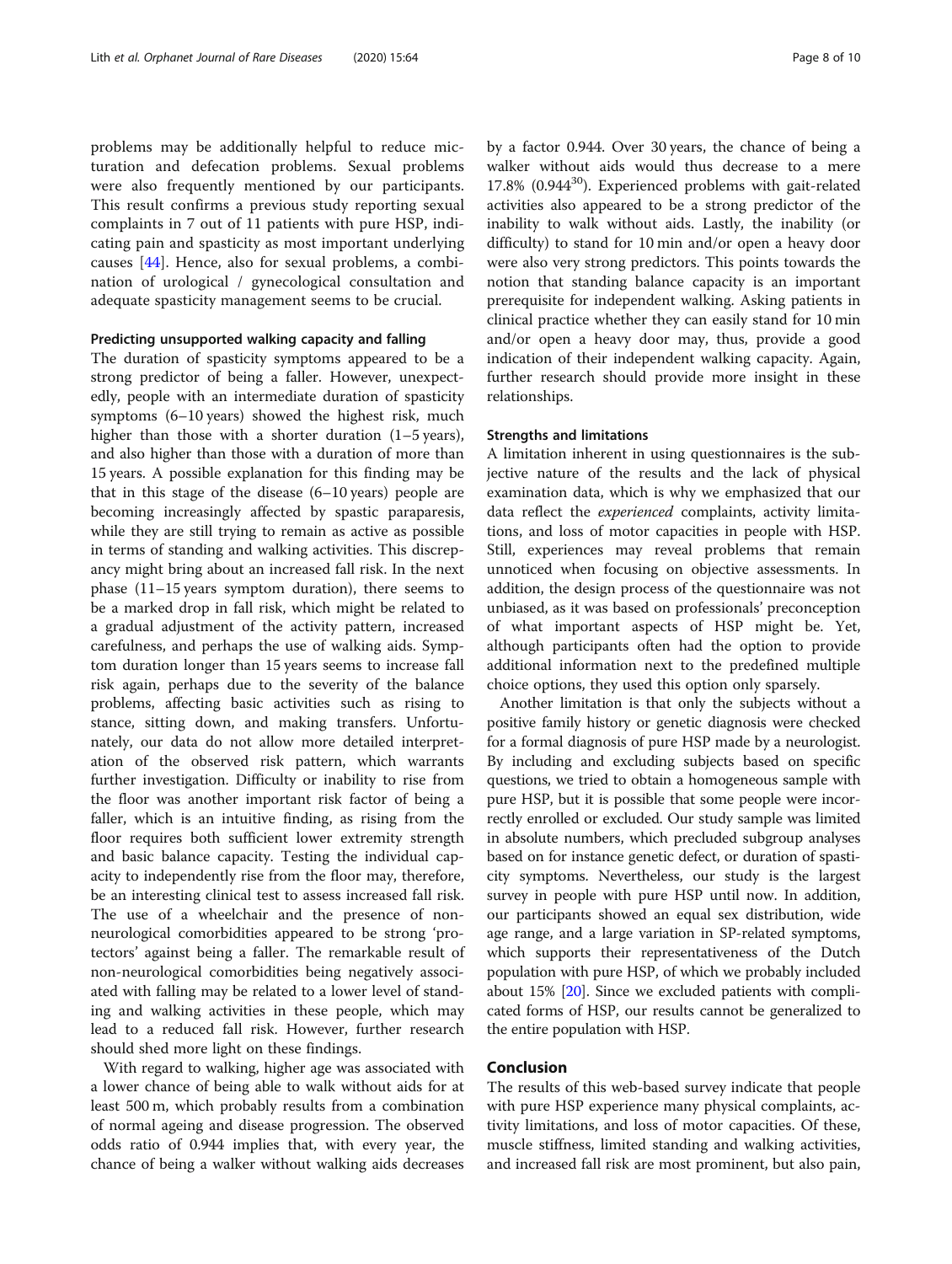problems may be additionally helpful to reduce micturation and defecation problems. Sexual problems were also frequently mentioned by our participants. This result confirms a previous study reporting sexual complaints in 7 out of 11 patients with pure HSP, indicating pain and spasticity as most important underlying causes [44]. Hence, also for sexual problems, a combination of urological / gynecological consultation and adequate spasticity management seems to be crucial.

### Predicting unsupported walking capacity and falling

The duration of spasticity symptoms appeared to be a strong predictor of being a faller. However, unexpectedly, people with an intermediate duration of spasticity symptoms (6–10 years) showed the highest risk, much higher than those with a shorter duration (1–5 years), and also higher than those with a duration of more than 15 years. A possible explanation for this finding may be that in this stage of the disease (6–10 years) people are becoming increasingly affected by spastic paraparesis, while they are still trying to remain as active as possible in terms of standing and walking activities. This discrepancy might bring about an increased fall risk. In the next phase (11–15 years symptom duration), there seems to be a marked drop in fall risk, which might be related to a gradual adjustment of the activity pattern, increased carefulness, and perhaps the use of walking aids. Symptom duration longer than 15 years seems to increase fall risk again, perhaps due to the severity of the balance problems, affecting basic activities such as rising to stance, sitting down, and making transfers. Unfortunately, our data do not allow more detailed interpretation of the observed risk pattern, which warrants further investigation. Difficulty or inability to rise from the floor was another important risk factor of being a faller, which is an intuitive finding, as rising from the floor requires both sufficient lower extremity strength and basic balance capacity. Testing the individual capacity to independently rise from the floor may, therefore, be an interesting clinical test to assess increased fall risk. The use of a wheelchair and the presence of non-neurological comorbidities appeared to be strong 'protectors' against being a faller. The remarkable result of non-neurological comorbidities being negatively associated with falling may be related to a lower level of standing and walking activities in these people, which may lead to a reduced fall risk. However, further research should shed more light on these findings.

With regard to walking, higher age was associated with a lower chance of being able to walk without aids for at least 500 m, which probably results from a combination of normal ageing and disease progression. The observed odds ratio of 0.944 implies that, with every year, the chance of being a walker without walking aids decreases by a factor 0.944. Over 30 years, the chance of being a walker without aids would thus decrease to a mere 17.8% ($0.944^{30}$). Experienced problems with gait-related activities also appeared to be a strong predictor of the inability to walk without aids. Lastly, the inability (or difficulty) to stand for 10 min and/or open a heavy door were also very strong predictors. This points towards the notion that standing balance capacity is an important prerequisite for independent walking. Asking patients in clinical practice whether they can easily stand for 10 min and/or open a heavy door may, thus, provide a good indication of their independent walking capacity. Again, further research should provide more insight in these relationships.

### Strengths and limitations

A limitation inherent in using questionnaires is the subjective nature of the results and the lack of physical examination data, which is why we emphasized that our data reflect the *experienced* complaints, activity limitations, and loss of motor capacities in people with HSP. Still, experiences may reveal problems that remain unnoticed when focusing on objective assessments. In addition, the design process of the questionnaire was not unbiased, as it was based on professionals' preconception of what important aspects of HSP might be. Yet, although participants often had the option to provide additional information next to the predefined multiple choice options, they used this option only sparsely.

Another limitation is that only the subjects without a positive family history or genetic diagnosis were checked for a formal diagnosis of pure HSP made by a neurologist. By including and excluding subjects based on specific questions, we tried to obtain a homogeneous sample with pure HSP, but it is possible that some people were incorrectly enrolled or excluded. Our study sample was limited in absolute numbers, which precluded subgroup analyses based on for instance genetic defect, or duration of spasticity symptoms. Nevertheless, our study is the largest survey in people with pure HSP until now. In addition, our participants showed an equal sex distribution, wide age range, and a large variation in SP-related symptoms, which supports their representativeness of the Dutch population with pure HSP, of which we probably included about 15% [20]. Since we excluded patients with complicated forms of HSP, our results cannot be generalized to the entire population with HSP.

## Conclusion

The results of this web-based survey indicate that people with pure HSP experience many physical complaints, activity limitations, and loss of motor capacities. Of these, muscle stiffness, limited standing and walking activities, and increased fall risk are most prominent, but also pain,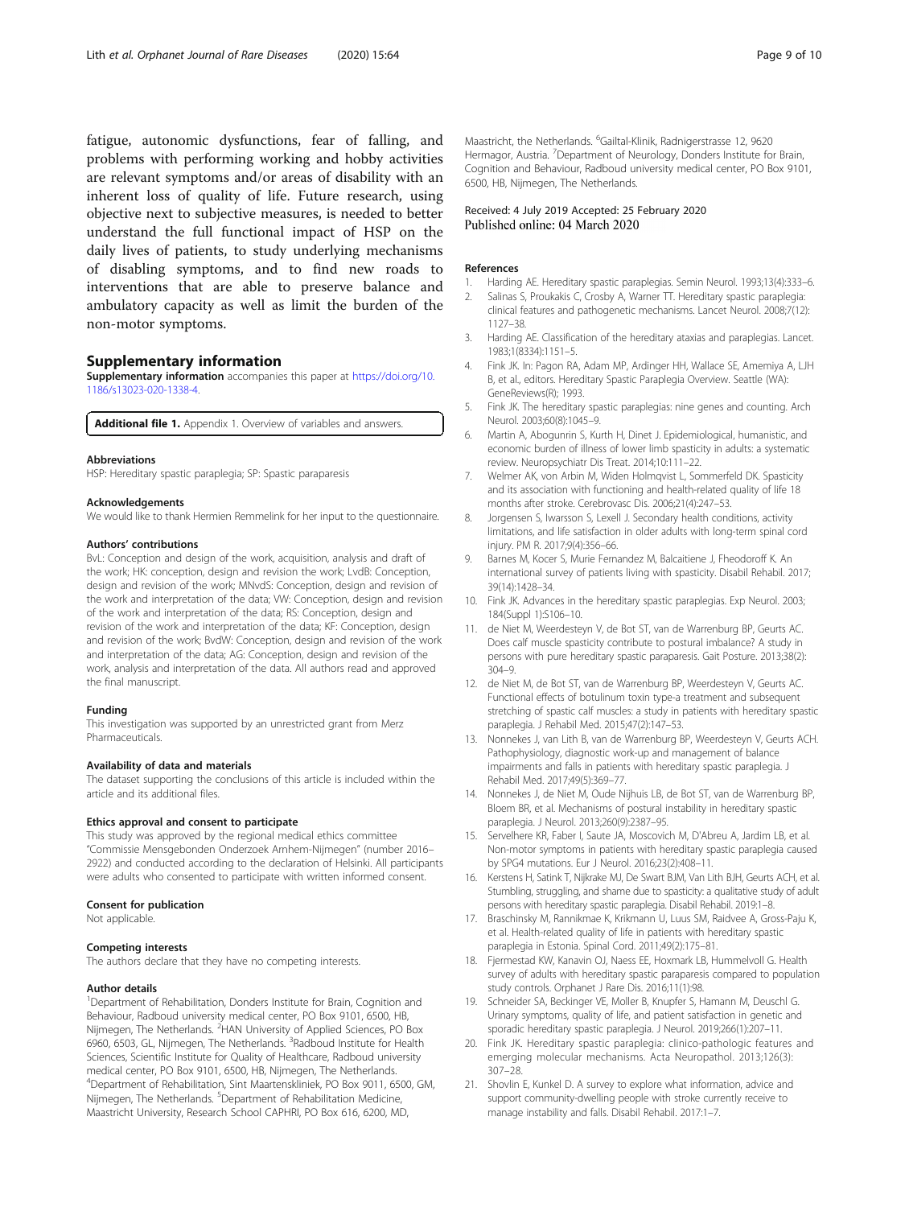fatigue, autonomic dysfunctions, fear of falling, and problems with performing working and hobby activities are relevant symptoms and/or areas of disability with an inherent loss of quality of life. Future research, using objective next to subjective measures, is needed to better understand the full functional impact of HSP on the daily lives of patients, to study underlying mechanisms of disabling symptoms, and to find new roads to interventions that are able to preserve balance and ambulatory capacity as well as limit the burden of the non-motor symptoms.

## Supplementary information

**Supplementary information** accompanies this paper at https://doi.org/10.1186/s13023-020-1338-4.

**Additional file 1.** Appendix 1. Overview of variables and answers.

#### Abbreviations

HSP: Hereditary spastic paraplegia; SP: Spastic paraparesis

#### Acknowledgements

We would like to thank Hermien Remmelink for her input to the questionnaire.

#### Authors' contributions

BvL: Conception and design of the work, acquisition, analysis and draft of the work; HK: conception, design and revision the work; LvdB: Conception, design and revision of the work; MNvdS: Conception, design and revision of the work and interpretation of the data; VW: Conception, design and revision of the work and interpretation of the data; RS: Conception, design and revision of the work and interpretation of the data; KF: Conception, design and revision of the work; BvdW: Conception, design and revision of the work and interpretation of the data; AG: Conception, design and revision of the work, analysis and interpretation of the data. All authors read and approved the final manuscript.

#### Funding

This investigation was supported by an unrestricted grant from Merz Pharmaceuticals.

#### Availability of data and materials

The dataset supporting the conclusions of this article is included within the article and its additional files.

#### Ethics approval and consent to participate

This study was approved by the regional medical ethics committee "Commissie Mensgebonden Onderzoek Arnhem-Nijmegen" (number 2016–2922) and conducted according to the declaration of Helsinki. All participants were adults who consented to participate with written informed consent.

#### Consent for publication

Not applicable.

#### Competing interests

The authors declare that they have no competing interests.

#### Author details

[1]Department of Rehabilitation, Donders Institute for Brain, Cognition and Behaviour, Radboud university medical center, PO Box 9101, 6500, HB, Nijmegen, The Netherlands. [2]HAN University of Applied Sciences, PO Box 6960, 6503, GL, Nijmegen, The Netherlands. [3]Radboud Institute for Health Sciences, Scientific Institute for Quality of Healthcare, Radboud university medical center, PO Box 9101, 6500, HB, Nijmegen, The Netherlands. [4]Department of Rehabilitation, Sint Maartenskliniek, PO Box 9011, 6500, GM, Nijmegen, The Netherlands. [5]Department of Rehabilitation Medicine, Maastricht University, Research School CAPHRI, PO Box 616, 6200, MD, Maastricht, the Netherlands. [6]Gailtal-Klinik, Radnigerstrasse 12, 9620 Hermagor, Austria. [7]Department of Neurology, Donders Institute for Brain, Cognition and Behaviour, Radboud university medical center, PO Box 9101, 6500, HB, Nijmegen, The Netherlands.

Received: 4 July 2019 Accepted: 25 February 2020
Published online: 04 March 2020

## References

1. Harding AE. Hereditary spastic paraplegias. Semin Neurol. 1993;13(4):333–6.
2. Salinas S, Proukakis C, Crosby A, Warner TT. Hereditary spastic paraplegia: clinical features and pathogenetic mechanisms. Lancet Neurol. 2008;7(12):1127–38.
3. Harding AE. Classification of the hereditary ataxias and paraplegias. Lancet. 1983;1(8334):1151–5.
4. Fink JK. In: Pagon RA, Adam MP, Ardinger HH, Wallace SE, Amemiya A, LJH B, et al., editors. Hereditary Spastic Paraplegia Overview. Seattle (WA): GeneReviews(R); 1993.
5. Fink JK. The hereditary spastic paraplegias: nine genes and counting. Arch Neurol. 2003;60(8):1045–9.
6. Martin A, Abogunrin S, Kurth H, Dinet J. Epidemiological, humanistic, and economic burden of illness of lower limb spasticity in adults: a systematic review. Neuropsychiatr Dis Treat. 2014;10:111–22.
7. Welmer AK, von Arbin M, Widen Holmqvist L, Sommerfeld DK. Spasticity and its association with functioning and health-related quality of life 18 months after stroke. Cerebrovasc Dis. 2006;21(4):247–53.
8. Jorgensen S, Iwarsson S, Lexell J. Secondary health conditions, activity limitations, and life satisfaction in older adults with long-term spinal cord injury. PM R. 2017;9(4):356–66.
9. Barnes M, Kocer S, Murie Fernandez M, Balcaitiene J, Fheodoroff K. An international survey of patients living with spasticity. Disabil Rehabil. 2017;39(14):1428–34.
10. Fink JK. Advances in the hereditary spastic paraplegias. Exp Neurol. 2003;184(Suppl 1):S106–10.
11. de Niet M, Weerdesteyn V, de Bot ST, van de Warrenburg BP, Geurts AC. Does calf muscle spasticity contribute to postural imbalance? A study in persons with pure hereditary spastic paraparesis. Gait Posture. 2013;38(2):304–9.
12. de Niet M, de Bot ST, van de Warrenburg BP, Weerdesteyn V, Geurts AC. Functional effects of botulinum toxin type-a treatment and subsequent stretching of spastic calf muscles: a study in patients with hereditary spastic paraplegia. J Rehabil Med. 2015;47(2):147–53.
13. Nonnekes J, van Lith B, van de Warrenburg BP, Weerdesteyn V, Geurts ACH. Pathophysiology, diagnostic work-up and management of balance impairments and falls in patients with hereditary spastic paraplegia. J Rehabil Med. 2017;49(5):369–77.
14. Nonnekes J, de Niet M, Oude Nijhuis LB, de Bot ST, van de Warrenburg BP, Bloem BR, et al. Mechanisms of postural instability in hereditary spastic paraplegia. J Neurol. 2013;260(9):2387–95.
15. Servelhere KR, Faber I, Saute JA, Moscovich M, D'Abreu A, Jardim LB, et al. Non-motor symptoms in patients with hereditary spastic paraplegia caused by SPG4 mutations. Eur J Neurol. 2016;23(2):408–11.
16. Kerstens H, Satink T, Nijkrake MJ, De Swart BJM, Van Lith BJH, Geurts ACH, et al. Stumbling, struggling, and shame due to spasticity: a qualitative study of adult persons with hereditary spastic paraplegia. Disabil Rehabil. 2019:1–8.
17. Braschinsky M, Rannikmae K, Krikmann U, Luus SM, Raidvee A, Gross-Paju K, et al. Health-related quality of life in patients with hereditary spastic paraplegia in Estonia. Spinal Cord. 2011;49(2):175–81.
18. Fjermestad KW, Kanavin OJ, Naess EE, Hoxmark LB, Hummelvoll G. Health survey of adults with hereditary spastic paraparesis compared to population study controls. Orphanet J Rare Dis. 2016;11(1):98.
19. Schneider SA, Beckinger VE, Moller B, Knupfer S, Hamann M, Deuschl G. Urinary symptoms, quality of life, and patient satisfaction in genetic and sporadic hereditary spastic paraplegia. J Neurol. 2019;266(1):207–11.
20. Fink JK. Hereditary spastic paraplegia: clinico-pathologic features and emerging molecular mechanisms. Acta Neuropathol. 2013;126(3):307–28.
21. Shovlin E, Kunkel D. A survey to explore what information, advice and support community-dwelling people with stroke currently receive to manage instability and falls. Disabil Rehabil. 2017:1–7.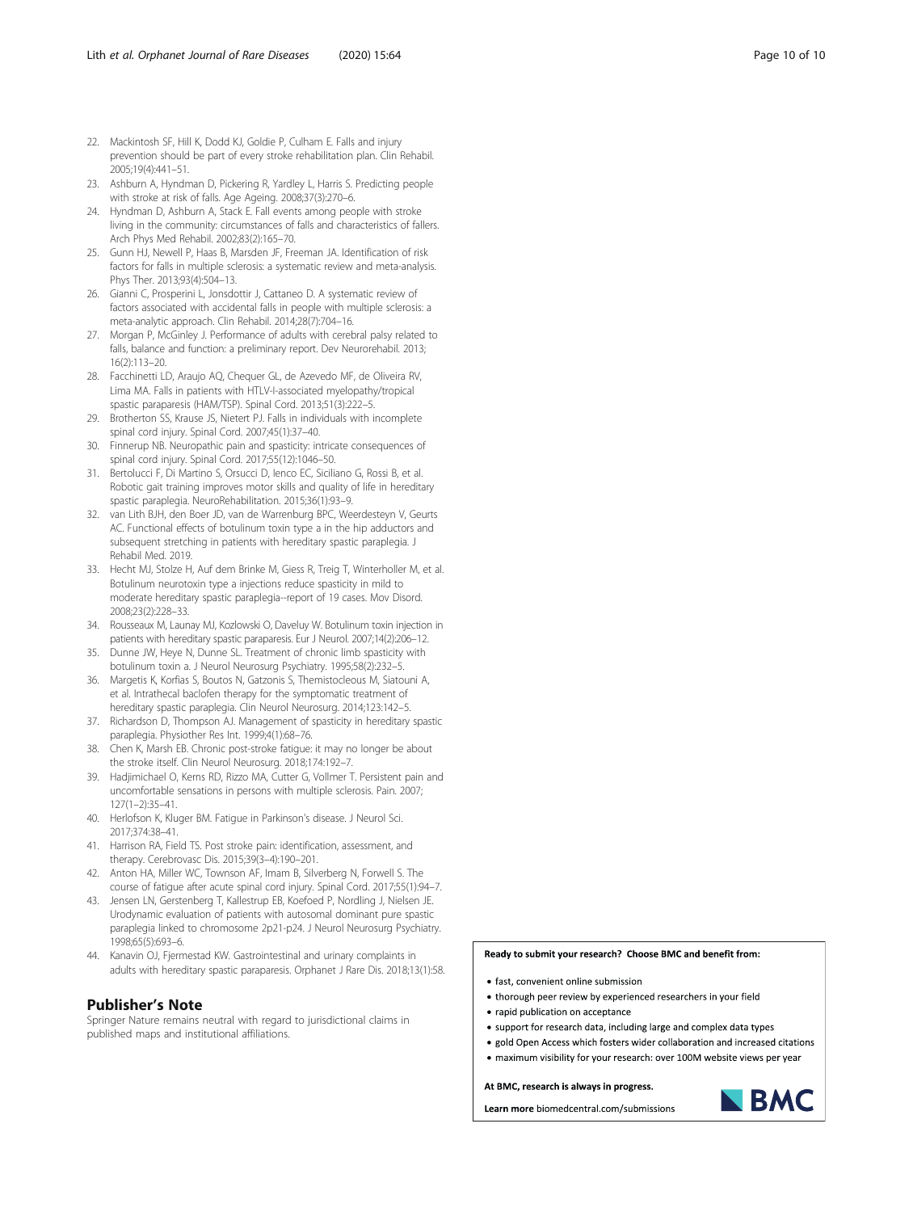22. Mackintosh SF, Hill K, Dodd KJ, Goldie P, Culham E. Falls and injury prevention should be part of every stroke rehabilitation plan. Clin Rehabil. 2005;19(4):441–51.
23. Ashburn A, Hyndman D, Pickering R, Yardley L, Harris S. Predicting people with stroke at risk of falls. Age Ageing. 2008;37(3):270–6.
24. Hyndman D, Ashburn A, Stack E. Fall events among people with stroke living in the community: circumstances of falls and characteristics of fallers. Arch Phys Med Rehabil. 2002;83(2):165–70.
25. Gunn HJ, Newell P, Haas B, Marsden JF, Freeman JA. Identification of risk factors for falls in multiple sclerosis: a systematic review and meta-analysis. Phys Ther. 2013;93(4):504–13.
26. Gianni C, Prosperini L, Jonsdottir J, Cattaneo D. A systematic review of factors associated with accidental falls in people with multiple sclerosis: a meta-analytic approach. Clin Rehabil. 2014;28(7):704–16.
27. Morgan P, McGinley J. Performance of adults with cerebral palsy related to falls, balance and function: a preliminary report. Dev Neurorehabil. 2013; 16(2):113–20.
28. Facchinetti LD, Araujo AQ, Chequer GL, de Azevedo MF, de Oliveira RV, Lima MA. Falls in patients with HTLV-I-associated myelopathy/tropical spastic paraparesis (HAM/TSP). Spinal Cord. 2013;51(3):222–5.
29. Brotherton SS, Krause JS, Nietert PJ. Falls in individuals with incomplete spinal cord injury. Spinal Cord. 2007;45(1):37–40.
30. Finnerup NB. Neuropathic pain and spasticity: intricate consequences of spinal cord injury. Spinal Cord. 2017;55(12):1046–50.
31. Bertolucci F, Di Martino S, Orsucci D, Ienco EC, Siciliano G, Rossi B, et al. Robotic gait training improves motor skills and quality of life in hereditary spastic paraplegia. NeuroRehabilitation. 2015;36(1):93–9.
32. van Lith BJH, den Boer JD, van de Warrenburg BPC, Weerdesteyn V, Geurts AC. Functional effects of botulinum toxin type a in the hip adductors and subsequent stretching in patients with hereditary spastic paraplegia. J Rehabil Med. 2019.
33. Hecht MJ, Stolze H, Auf dem Brinke M, Giess R, Treig T, Winterholler M, et al. Botulinum neurotoxin type a injections reduce spasticity in mild to moderate hereditary spastic paraplegia--report of 19 cases. Mov Disord. 2008;23(2):228–33.
34. Rousseaux M, Launay MJ, Kozlowski O, Daveluy W. Botulinum toxin injection in patients with hereditary spastic paraparesis. Eur J Neurol. 2007;14(2):206–12.
35. Dunne JW, Heye N, Dunne SL. Treatment of chronic limb spasticity with botulinum toxin a. J Neurol Neurosurg Psychiatry. 1995;58(2):232–5.
36. Margetis K, Korfias S, Boutos N, Gatzonis S, Themistocleous M, Siatouni A, et al. Intrathecal baclofen therapy for the symptomatic treatment of hereditary spastic paraplegia. Clin Neurol Neurosurg. 2014;123:142–5.
37. Richardson D, Thompson AJ. Management of spasticity in hereditary spastic paraplegia. Physiother Res Int. 1999;4(1):68–76.
38. Chen K, Marsh EB. Chronic post-stroke fatigue: it may no longer be about the stroke itself. Clin Neurol Neurosurg. 2018;174:192–7.
39. Hadjimichael O, Kerns RD, Rizzo MA, Cutter G, Vollmer T. Persistent pain and uncomfortable sensations in persons with multiple sclerosis. Pain. 2007; 127(1–2):35–41.
40. Herlofson K, Kluger BM. Fatigue in Parkinson's disease. J Neurol Sci. 2017;374:38–41.
41. Harrison RA, Field TS. Post stroke pain: identification, assessment, and therapy. Cerebrovasc Dis. 2015;39(3–4):190–201.
42. Anton HA, Miller WC, Townson AF, Imam B, Silverberg N, Forwell S. The course of fatigue after acute spinal cord injury. Spinal Cord. 2017;55(1):94–7.
43. Jensen LN, Gerstenberg T, Kallestrup EB, Koefoed P, Nordling J, Nielsen JE. Urodynamic evaluation of patients with autosomal dominant pure spastic paraplegia linked to chromosome 2p21-p24. J Neurol Neurosurg Psychiatry. 1998;65(5):693–6.
44. Kanavin OJ, Fjermestad KW. Gastrointestinal and urinary complaints in adults with hereditary spastic paraparesis. Orphanet J Rare Dis. 2018;13(1):58.

## Publisher's Note

Springer Nature remains neutral with regard to jurisdictional claims in published maps and institutional affiliations.

**Ready to submit your research? Choose BMC and benefit from:**

- fast, convenient online submission
- thorough peer review by experienced researchers in your field
- rapid publication on acceptance
- support for research data, including large and complex data types
- gold Open Access which fosters wider collaboration and increased citations
- maximum visibility for your research: over 100M website views per year

**At BMC, research is always in progress.**

**Learn more** biomedcentral.com/submissions

BMC